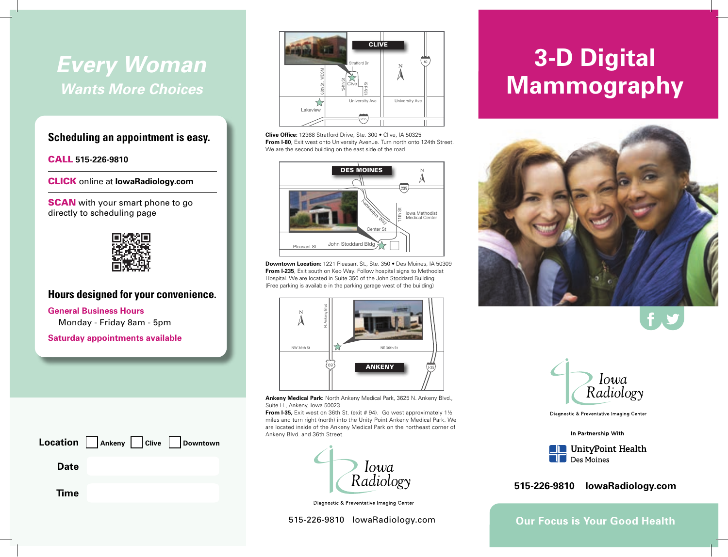# Every Woman

## Wants More Choices

### Scheduling an appointment is easy.

**CALL** 515-226-9810

**CLICK** online at **lowaRadiology.com**

**SCAN** with your smart phone to go directly to scheduling page

### Hours designed for your convenience.

**General Business Hours**

Monday - Friday 8am - 5pm

**Saturday appointments available**

**Location** ☐ Ankeny ☐ Clive ☐ Downtown

**Date**

**Time**

**CLIVE**

**Clive Office:** 12368 Stratford Drive, Ste. 300 • Clive, IA 50325
**From I-80**, Exit west onto University Avenue. Turn north onto 124th Street. We are the second building on the east side of the road.

**DES MOINES**

**Downtown Location:** 1221 Pleasant St., Ste. 350 • Des Moines, IA 50309
**From I-235**, Exit south on Keo Way. Follow hospital signs to Methodist Hospital. We are located in Suite 350 of the John Stoddard Building. (Free parking is available in the parking garage west of the building)

**ANKENY**

**Ankeny Medical Park:** North Ankeny Medical Park, 3625 N. Ankeny Blvd., Suite H., Ankeny, Iowa 50023
**From I-35,** Exit west on 36th St. (exit # 94). Go west approximately 1½ miles and turn right (north) into the Unity Point Ankeny Medical Park. We are located inside of the Ankeny Medical Park on the northeast corner of Ankeny Blvd. and 36th Street.

Iowa Radiology
Diagnostic & Preventative Imaging Center

515-226-9810 lowaRadiology.com

# 3-D Digital Mammography

Iowa Radiology
Diagnostic & Preventative Imaging Center

In Partnership With

UnityPoint Health
Des Moines

515-226-9810 lowaRadiology.com

Our Focus is Your Good Health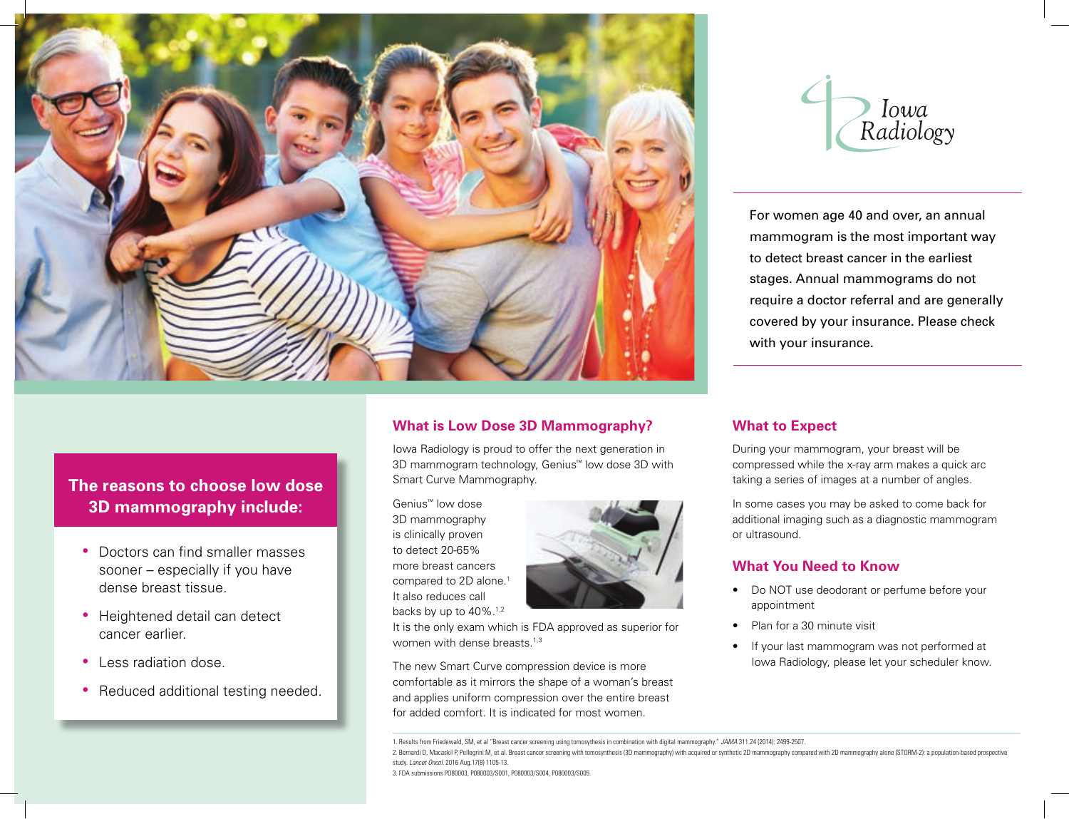Iowa Radiology

For women age 40 and over, an annual mammogram is the most important way to detect breast cancer in the earliest stages. Annual mammograms do not require a doctor referral and are generally covered by your insurance. Please check with your insurance.

## The reasons to choose low dose 3D mammography include:

- Doctors can find smaller masses sooner – especially if you have dense breast tissue.
- Heightened detail can detect cancer earlier.
- Less radiation dose.
- Reduced additional testing needed.

## What is Low Dose 3D Mammography?

Iowa Radiology is proud to offer the next generation in 3D mammogram technology, Genius™ low dose 3D with Smart Curve Mammography.

Genius™ low dose 3D mammography is clinically proven to detect 20-65% more breast cancers compared to 2D alone.[1] It also reduces call backs by up to 40%.[1,2] It is the only exam which is FDA approved as superior for women with dense breasts.[1,3]

The new Smart Curve compression device is more comfortable as it mirrors the shape of a woman's breast and applies uniform compression over the entire breast for added comfort. It is indicated for most women.

## What to Expect

During your mammogram, your breast will be compressed while the x-ray arm makes a quick arc taking a series of images at a number of angles.

In some cases you may be asked to come back for additional imaging such as a diagnostic mammogram or ultrasound.

## What You Need to Know

- Do NOT use deodorant or perfume before your appointment
- Plan for a 30 minute visit
- If your last mammogram was not performed at Iowa Radiology, please let your scheduler know.

1. Results from Friedewald, SM, et al "Breast cancer screening using tomosynthesis in combination with digital mammography." *JAMA* 311.24 (2014): 2499-2507.
2. Bernardi D, Macaskill P, Pellegrini M, et al. Breast cancer screening with tomosynthesis (3D mammography) with acquired or synthetic 2D mammography compared with 2D mammography alone (STORM-2): a population-based prospective study. *Lancet Oncol.* 2016 Aug.17(8) 1105-13.
3. FDA submissions P080003, P080003/S001, P080003/S004, P080003/S005.